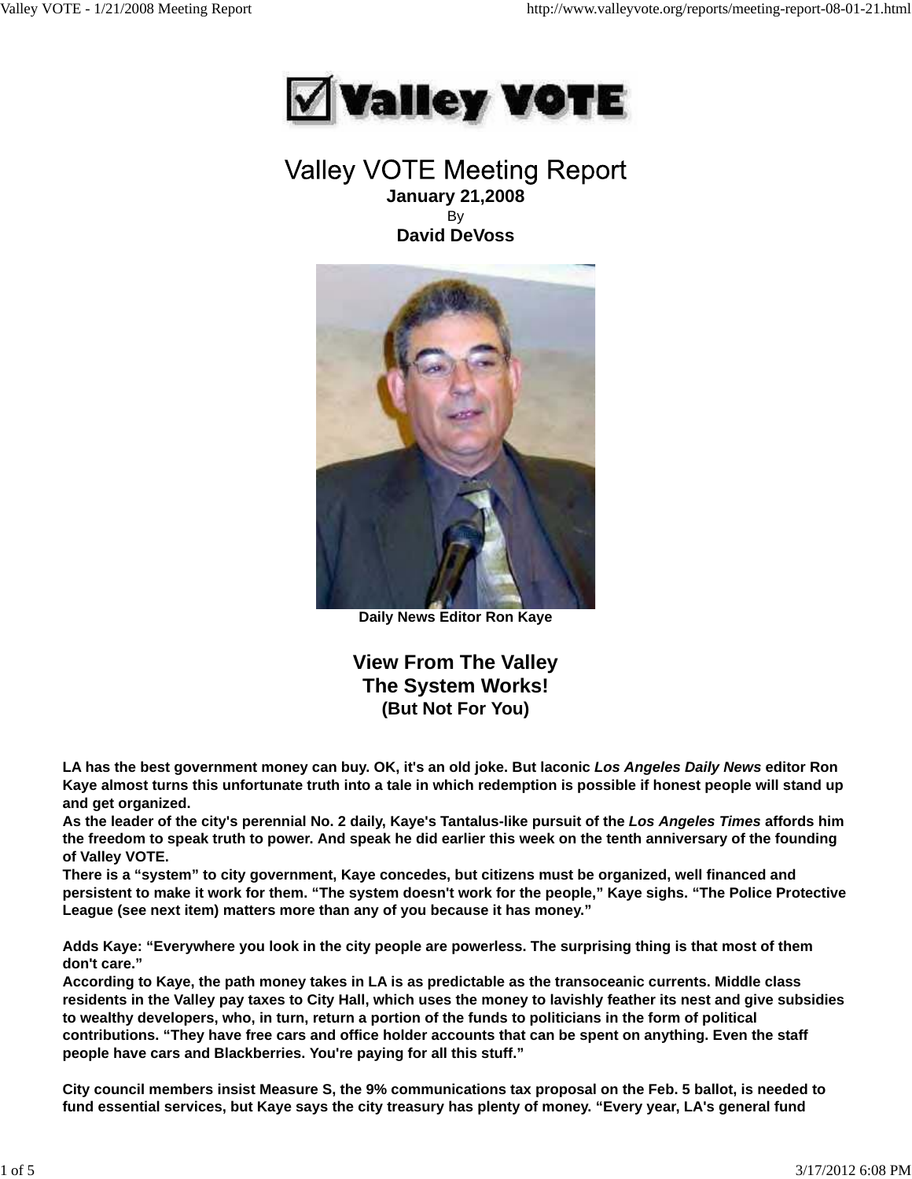# Valley VOTE

## Valley VOTE Meeting Report

**January 21,2008**

By

**David DeVoss**

**Daily News Editor Ron Kaye**

### View From The Valley
### The System Works!
#### (But Not For You)

**LA has the best government money can buy. OK, it's an old joke. But laconic *Los Angeles Daily News* editor Ron Kaye almost turns this unfortunate truth into a tale in which redemption is possible if honest people will stand up and get organized.**

**As the leader of the city's perennial No. 2 daily, Kaye's Tantalus-like pursuit of the *Los Angeles Times* affords him the freedom to speak truth to power. And speak he did earlier this week on the tenth anniversary of the founding of Valley VOTE.**

**There is a "system" to city government, Kaye concedes, but citizens must be organized, well financed and persistent to make it work for them. "The system doesn't work for the people," Kaye sighs. "The Police Protective League (see next item) matters more than any of you because it has money."**

**Adds Kaye: "Everywhere you look in the city people are powerless. The surprising thing is that most of them don't care."**

**According to Kaye, the path money takes in LA is as predictable as the transoceanic currents. Middle class residents in the Valley pay taxes to City Hall, which uses the money to lavishly feather its nest and give subsidies to wealthy developers, who, in turn, return a portion of the funds to politicians in the form of political contributions. "They have free cars and office holder accounts that can be spent on anything. Even the staff people have cars and Blackberries. You're paying for all this stuff."**

**City council members insist Measure S, the 9% communications tax proposal on the Feb. 5 ballot, is needed to fund essential services, but Kaye says the city treasury has plenty of money. "Every year, LA's general fund**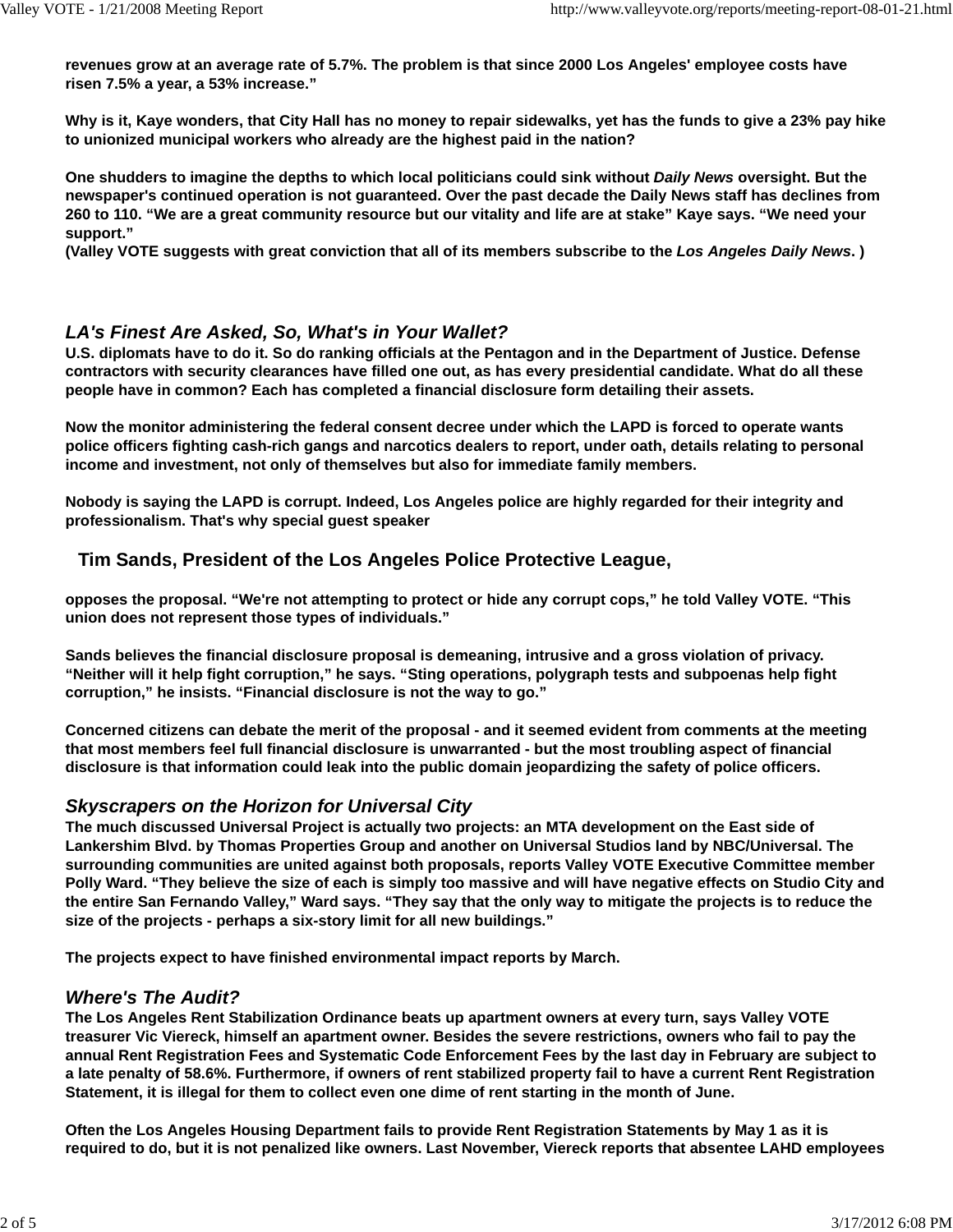**revenues grow at an average rate of 5.7%. The problem is that since 2000 Los Angeles' employee costs have risen 7.5% a year, a 53% increase."**

**Why is it, Kaye wonders, that City Hall has no money to repair sidewalks, yet has the funds to give a 23% pay hike to unionized municipal workers who already are the highest paid in the nation?**

**One shudders to imagine the depths to which local politicians could sink without *Daily News* oversight. But the newspaper's continued operation is not guaranteed. Over the past decade the Daily News staff has declines from 260 to 110. "We are a great community resource but our vitality and life are at stake" Kaye says. "We need your support."**
**(Valley VOTE suggests with great conviction that all of its members subscribe to the *Los Angeles Daily News*. )**

## *LA's Finest Are Asked, So, What's in Your Wallet?*

**U.S. diplomats have to do it. So do ranking officials at the Pentagon and in the Department of Justice. Defense contractors with security clearances have filled one out, as has every presidential candidate. What do all these people have in common? Each has completed a financial disclosure form detailing their assets.**

**Now the monitor administering the federal consent decree under which the LAPD is forced to operate wants police officers fighting cash-rich gangs and narcotics dealers to report, under oath, details relating to personal income and investment, not only of themselves but also for immediate family members.**

**Nobody is saying the LAPD is corrupt. Indeed, Los Angeles police are highly regarded for their integrity and professionalism. That's why special guest speaker**

### Tim Sands, President of the Los Angeles Police Protective League,

**opposes the proposal. "We're not attempting to protect or hide any corrupt cops," he told Valley VOTE. "This union does not represent those types of individuals."**

**Sands believes the financial disclosure proposal is demeaning, intrusive and a gross violation of privacy. "Neither will it help fight corruption," he says. "Sting operations, polygraph tests and subpoenas help fight corruption," he insists. "Financial disclosure is not the way to go."**

**Concerned citizens can debate the merit of the proposal - and it seemed evident from comments at the meeting that most members feel full financial disclosure is unwarranted - but the most troubling aspect of financial disclosure is that information could leak into the public domain jeopardizing the safety of police officers.**

## *Skyscrapers on the Horizon for Universal City*

**The much discussed Universal Project is actually two projects: an MTA development on the East side of Lankershim Blvd. by Thomas Properties Group and another on Universal Studios land by NBC/Universal. The surrounding communities are united against both proposals, reports Valley VOTE Executive Committee member Polly Ward. "They believe the size of each is simply too massive and will have negative effects on Studio City and the entire San Fernando Valley," Ward says. "They say that the only way to mitigate the projects is to reduce the size of the projects - perhaps a six-story limit for all new buildings."**

**The projects expect to have finished environmental impact reports by March.**

## *Where's The Audit?*

**The Los Angeles Rent Stabilization Ordinance beats up apartment owners at every turn, says Valley VOTE treasurer Vic Viereck, himself an apartment owner. Besides the severe restrictions, owners who fail to pay the annual Rent Registration Fees and Systematic Code Enforcement Fees by the last day in February are subject to a late penalty of 58.6%. Furthermore, if owners of rent stabilized property fail to have a current Rent Registration Statement, it is illegal for them to collect even one dime of rent starting in the month of June.**

**Often the Los Angeles Housing Department fails to provide Rent Registration Statements by May 1 as it is required to do, but it is not penalized like owners. Last November, Viereck reports that absentee LAHD employees**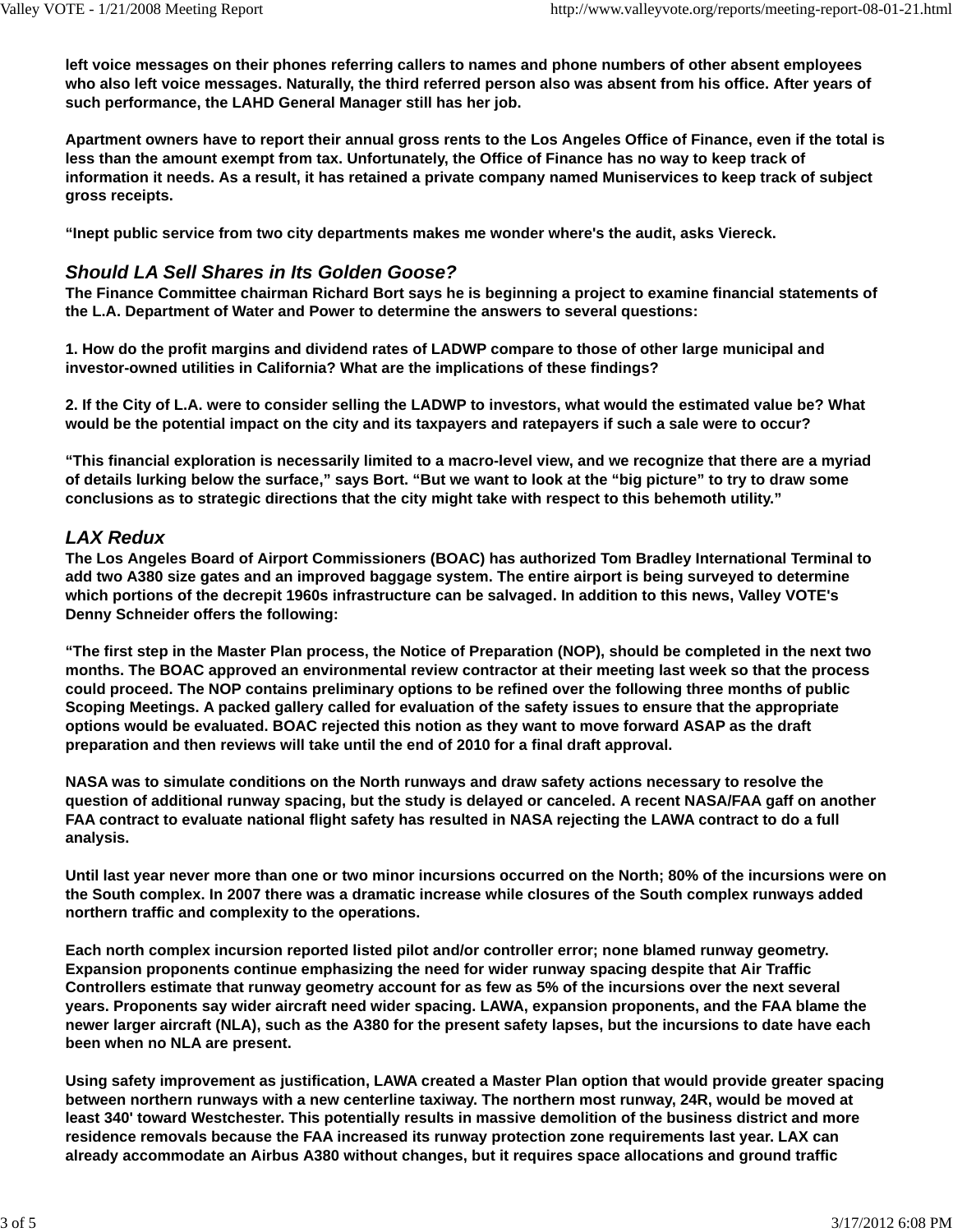**left voice messages on their phones referring callers to names and phone numbers of other absent employees who also left voice messages. Naturally, the third referred person also was absent from his office. After years of such performance, the LAHD General Manager still has her job.**

**Apartment owners have to report their annual gross rents to the Los Angeles Office of Finance, even if the total is less than the amount exempt from tax. Unfortunately, the Office of Finance has no way to keep track of information it needs. As a result, it has retained a private company named Muniservices to keep track of subject gross receipts.**

**"Inept public service from two city departments makes me wonder where's the audit, asks Viereck.**

### *Should LA Sell Shares in Its Golden Goose?*

**The Finance Committee chairman Richard Bort says he is beginning a project to examine financial statements of the L.A. Department of Water and Power to determine the answers to several questions:**

**1. How do the profit margins and dividend rates of LADWP compare to those of other large municipal and investor-owned utilities in California? What are the implications of these findings?**

**2. If the City of L.A. were to consider selling the LADWP to investors, what would the estimated value be? What would be the potential impact on the city and its taxpayers and ratepayers if such a sale were to occur?**

**"This financial exploration is necessarily limited to a macro-level view, and we recognize that there are a myriad of details lurking below the surface," says Bort. "But we want to look at the "big picture" to try to draw some conclusions as to strategic directions that the city might take with respect to this behemoth utility."**

### *LAX Redux*

**The Los Angeles Board of Airport Commissioners (BOAC) has authorized Tom Bradley International Terminal to add two A380 size gates and an improved baggage system. The entire airport is being surveyed to determine which portions of the decrepit 1960s infrastructure can be salvaged. In addition to this news, Valley VOTE's Denny Schneider offers the following:**

**"The first step in the Master Plan process, the Notice of Preparation (NOP), should be completed in the next two months. The BOAC approved an environmental review contractor at their meeting last week so that the process could proceed. The NOP contains preliminary options to be refined over the following three months of public Scoping Meetings. A packed gallery called for evaluation of the safety issues to ensure that the appropriate options would be evaluated. BOAC rejected this notion as they want to move forward ASAP as the draft preparation and then reviews will take until the end of 2010 for a final draft approval.**

**NASA was to simulate conditions on the North runways and draw safety actions necessary to resolve the question of additional runway spacing, but the study is delayed or canceled. A recent NASA/FAA gaff on another FAA contract to evaluate national flight safety has resulted in NASA rejecting the LAWA contract to do a full analysis.**

**Until last year never more than one or two minor incursions occurred on the North; 80% of the incursions were on the South complex. In 2007 there was a dramatic increase while closures of the South complex runways added northern traffic and complexity to the operations.**

**Each north complex incursion reported listed pilot and/or controller error; none blamed runway geometry. Expansion proponents continue emphasizing the need for wider runway spacing despite that Air Traffic Controllers estimate that runway geometry account for as few as 5% of the incursions over the next several years. Proponents say wider aircraft need wider spacing. LAWA, expansion proponents, and the FAA blame the newer larger aircraft (NLA), such as the A380 for the present safety lapses, but the incursions to date have each been when no NLA are present.**

**Using safety improvement as justification, LAWA created a Master Plan option that would provide greater spacing between northern runways with a new centerline taxiway. The northern most runway, 24R, would be moved at least 340' toward Westchester. This potentially results in massive demolition of the business district and more residence removals because the FAA increased its runway protection zone requirements last year. LAX can already accommodate an Airbus A380 without changes, but it requires space allocations and ground traffic**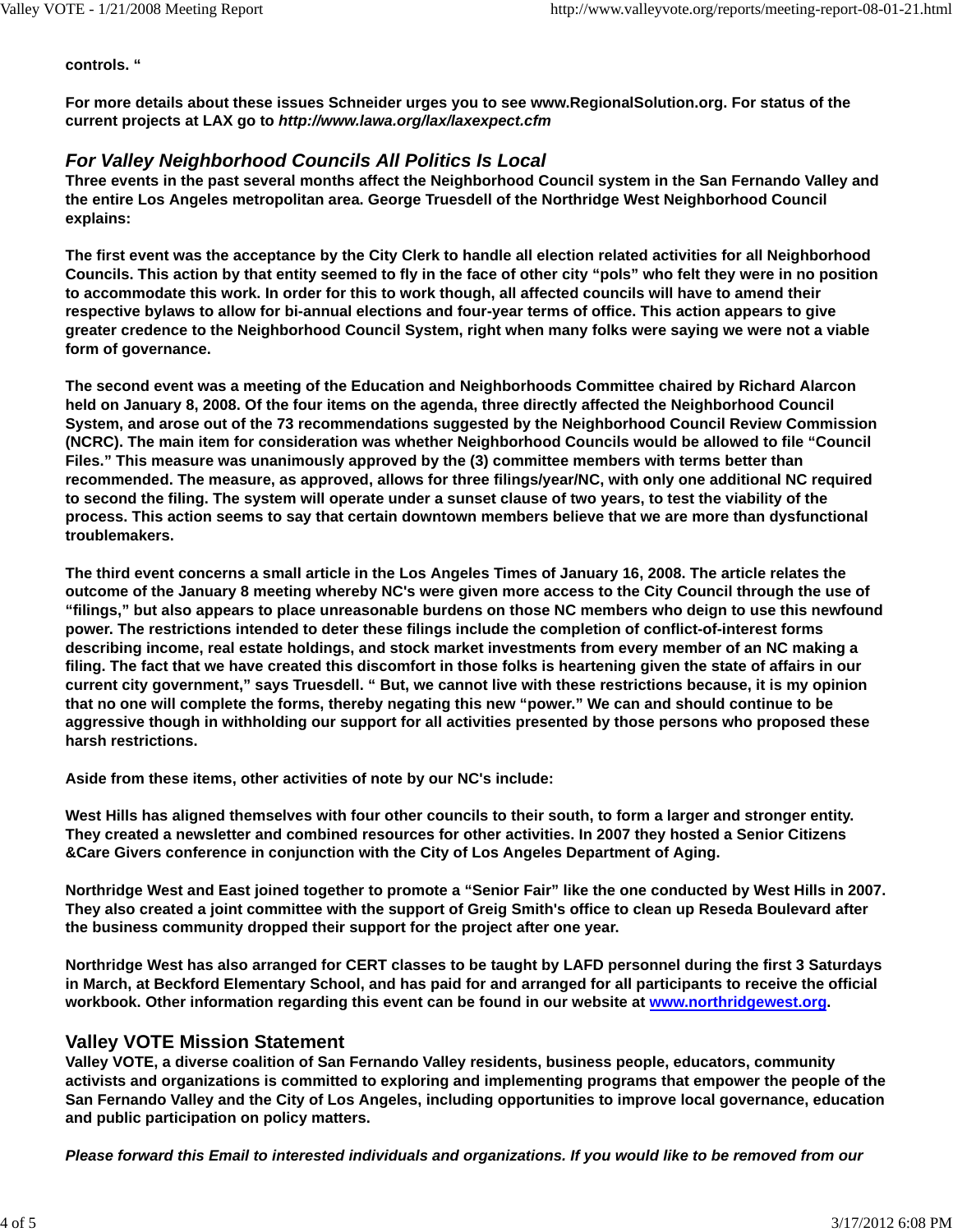**controls. "**

**For more details about these issues Schneider urges you to see www.RegionalSolution.org. For status of the current projects at LAX go to *http://www.lawa.org/lax/laxexpect.cfm***

## *For Valley Neighborhood Councils All Politics Is Local*

**Three events in the past several months affect the Neighborhood Council system in the San Fernando Valley and the entire Los Angeles metropolitan area. George Truesdell of the Northridge West Neighborhood Council explains:**

**The first event was the acceptance by the City Clerk to handle all election related activities for all Neighborhood Councils. This action by that entity seemed to fly in the face of other city "pols" who felt they were in no position to accommodate this work. In order for this to work though, all affected councils will have to amend their respective bylaws to allow for bi-annual elections and four-year terms of office. This action appears to give greater credence to the Neighborhood Council System, right when many folks were saying we were not a viable form of governance.**

**The second event was a meeting of the Education and Neighborhoods Committee chaired by Richard Alarcon held on January 8, 2008. Of the four items on the agenda, three directly affected the Neighborhood Council System, and arose out of the 73 recommendations suggested by the Neighborhood Council Review Commission (NCRC). The main item for consideration was whether Neighborhood Councils would be allowed to file "Council Files." This measure was unanimously approved by the (3) committee members with terms better than recommended. The measure, as approved, allows for three filings/year/NC, with only one additional NC required to second the filing. The system will operate under a sunset clause of two years, to test the viability of the process. This action seems to say that certain downtown members believe that we are more than dysfunctional troublemakers.**

**The third event concerns a small article in the Los Angeles Times of January 16, 2008. The article relates the outcome of the January 8 meeting whereby NC's were given more access to the City Council through the use of "filings," but also appears to place unreasonable burdens on those NC members who deign to use this newfound power. The restrictions intended to deter these filings include the completion of conflict-of-interest forms describing income, real estate holdings, and stock market investments from every member of an NC making a filing. The fact that we have created this discomfort in those folks is heartening given the state of affairs in our current city government," says Truesdell. " But, we cannot live with these restrictions because, it is my opinion that no one will complete the forms, thereby negating this new "power." We can and should continue to be aggressive though in withholding our support for all activities presented by those persons who proposed these harsh restrictions.**

**Aside from these items, other activities of note by our NC's include:**

**West Hills has aligned themselves with four other councils to their south, to form a larger and stronger entity. They created a newsletter and combined resources for other activities. In 2007 they hosted a Senior Citizens &Care Givers conference in conjunction with the City of Los Angeles Department of Aging.**

**Northridge West and East joined together to promote a "Senior Fair" like the one conducted by West Hills in 2007. They also created a joint committee with the support of Greig Smith's office to clean up Reseda Boulevard after the business community dropped their support for the project after one year.**

**Northridge West has also arranged for CERT classes to be taught by LAFD personnel during the first 3 Saturdays in March, at Beckford Elementary School, and has paid for and arranged for all participants to receive the official workbook. Other information regarding this event can be found in our website at [www.northridgewest.org](http://www.northridgewest.org).**

## Valley VOTE Mission Statement

**Valley VOTE, a diverse coalition of San Fernando Valley residents, business people, educators, community activists and organizations is committed to exploring and implementing programs that empower the people of the San Fernando Valley and the City of Los Angeles, including opportunities to improve local governance, education and public participation on policy matters.**

***Please forward this Email to interested individuals and organizations. If you would like to be removed from our***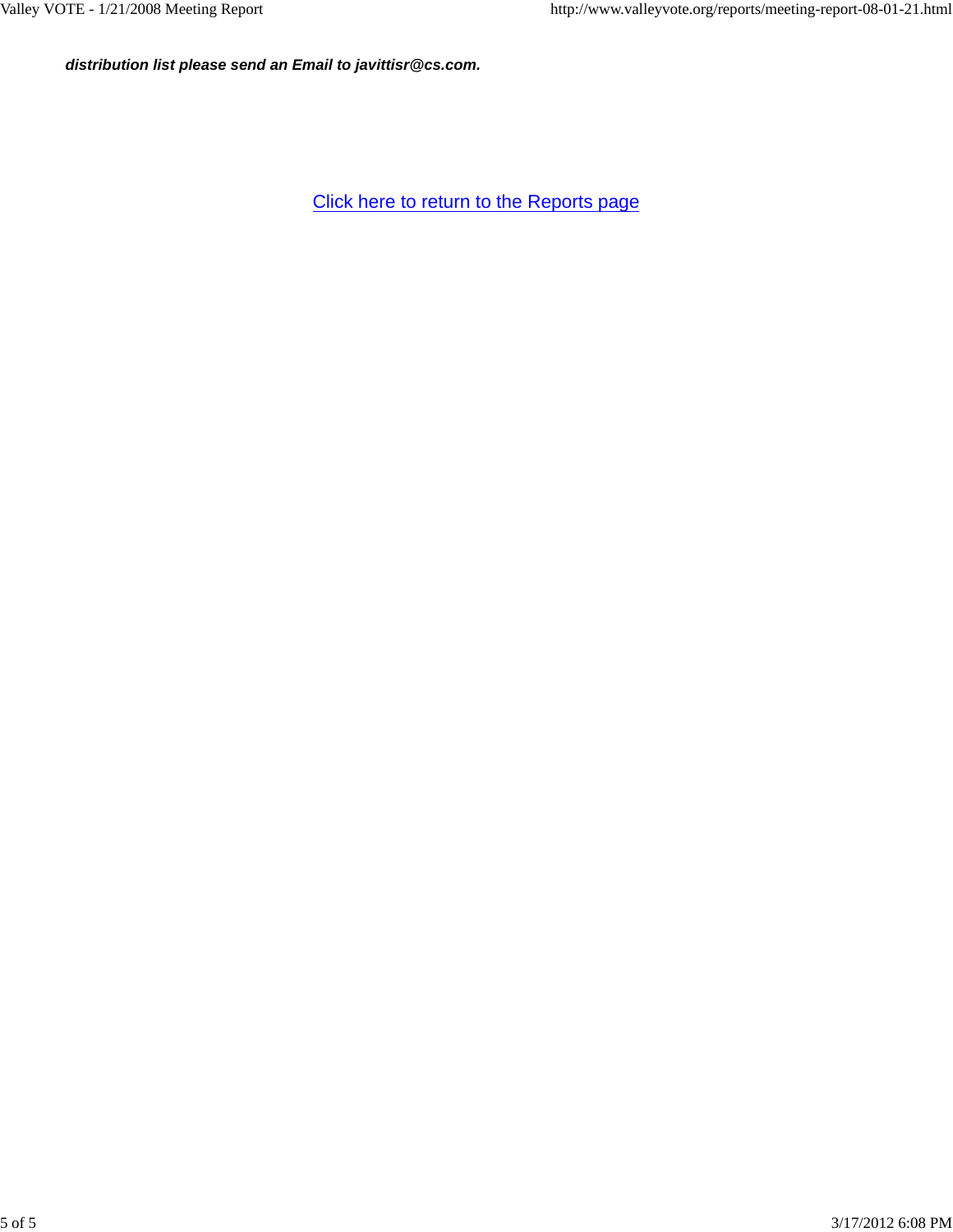***distribution list please send an Email to javittisr@cs.com.***

Click here to return to the Reports page